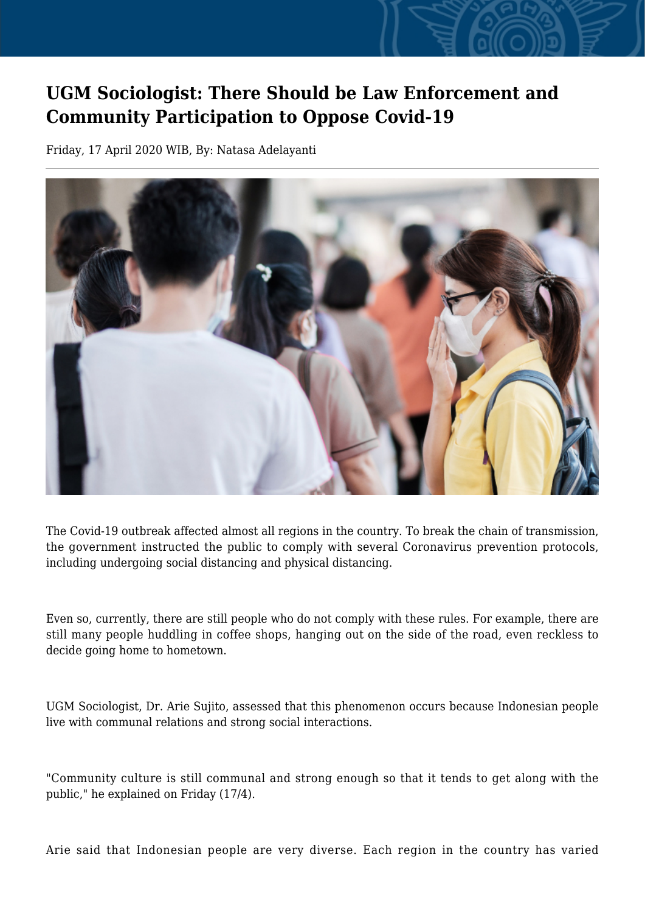# UGM Sociologist: There Should be Law Enforcement and Community Participation to Oppose Covid-19

Friday, 17 April 2020 WIB, By: Natasa Adelayanti

The Covid-19 outbreak affected almost all regions in the country. To break the chain of transmission, the government instructed the public to comply with several Coronavirus prevention protocols, including undergoing social distancing and physical distancing.

Even so, currently, there are still people who do not comply with these rules. For example, there are still many people huddling in coffee shops, hanging out on the side of the road, even reckless to decide going home to hometown.

UGM Sociologist, Dr. Arie Sujito, assessed that this phenomenon occurs because Indonesian people live with communal relations and strong social interactions.

"Community culture is still communal and strong enough so that it tends to get along with the public," he explained on Friday (17/4).

Arie said that Indonesian people are very diverse. Each region in the country has varied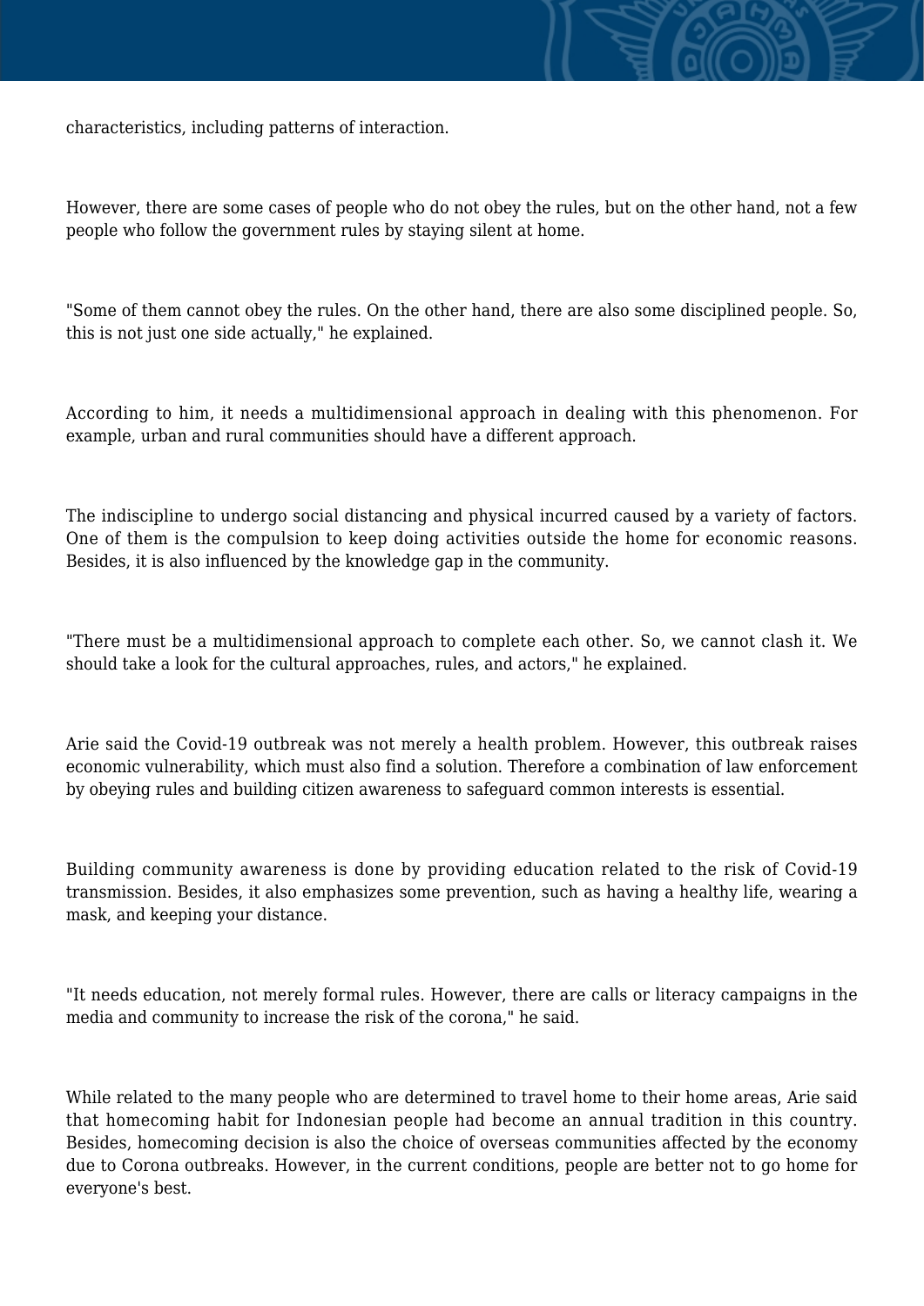characteristics, including patterns of interaction.

However, there are some cases of people who do not obey the rules, but on the other hand, not a few people who follow the government rules by staying silent at home.

"Some of them cannot obey the rules. On the other hand, there are also some disciplined people. So, this is not just one side actually," he explained.

According to him, it needs a multidimensional approach in dealing with this phenomenon. For example, urban and rural communities should have a different approach.

The indiscipline to undergo social distancing and physical incurred caused by a variety of factors. One of them is the compulsion to keep doing activities outside the home for economic reasons. Besides, it is also influenced by the knowledge gap in the community.

"There must be a multidimensional approach to complete each other. So, we cannot clash it. We should take a look for the cultural approaches, rules, and actors," he explained.

Arie said the Covid-19 outbreak was not merely a health problem. However, this outbreak raises economic vulnerability, which must also find a solution. Therefore a combination of law enforcement by obeying rules and building citizen awareness to safeguard common interests is essential.

Building community awareness is done by providing education related to the risk of Covid-19 transmission. Besides, it also emphasizes some prevention, such as having a healthy life, wearing a mask, and keeping your distance.

"It needs education, not merely formal rules. However, there are calls or literacy campaigns in the media and community to increase the risk of the corona," he said.

While related to the many people who are determined to travel home to their home areas, Arie said that homecoming habit for Indonesian people had become an annual tradition in this country. Besides, homecoming decision is also the choice of overseas communities affected by the economy due to Corona outbreaks. However, in the current conditions, people are better not to go home for everyone's best.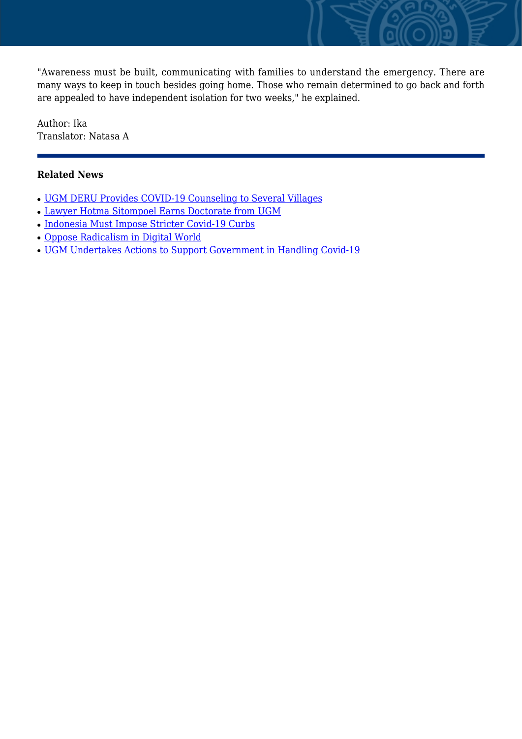"Awareness must be built, communicating with families to understand the emergency. There are many ways to keep in touch besides going home. Those who remain determined to go back and forth are appealed to have independent isolation for two weeks," he explained.

Author: Ika
Translator: Natasa A

---

**Related News**

- UGM DERU Provides COVID-19 Counseling to Several Villages
- Lawyer Hotma Sitompoel Earns Doctorate from UGM
- Indonesia Must Impose Stricter Covid-19 Curbs
- Oppose Radicalism in Digital World
- UGM Undertakes Actions to Support Government in Handling Covid-19